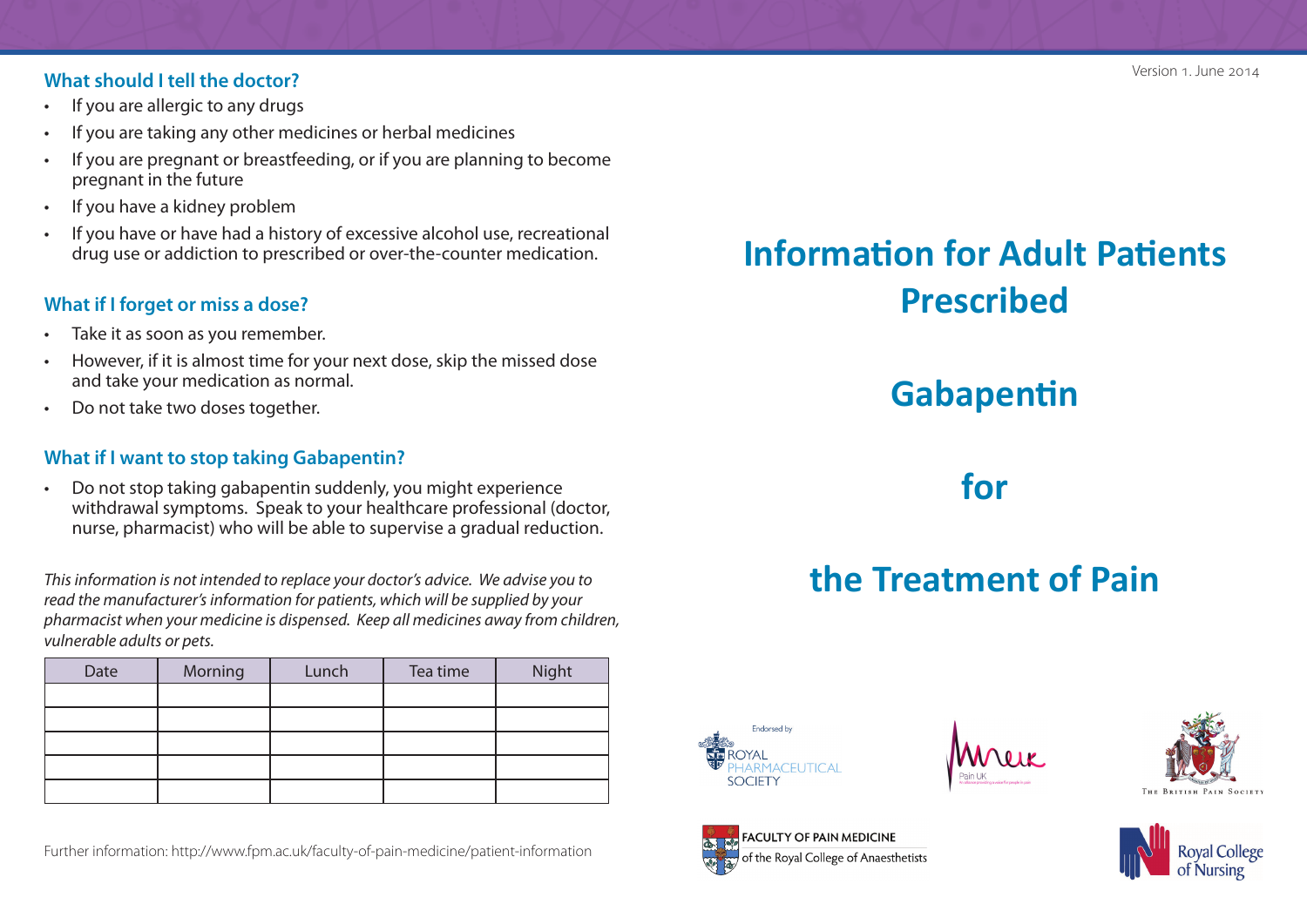Version 1. June 2014

### What should I tell the doctor?

- If you are allergic to any drugs
- If you are taking any other medicines or herbal medicines
- If you are pregnant or breastfeeding, or if you are planning to become pregnant in the future
- If you have a kidney problem
- If you have or have had a history of excessive alcohol use, recreational drug use or addiction to prescribed or over-the-counter medication.

### What if I forget or miss a dose?

- Take it as soon as you remember.
- However, if it is almost time for your next dose, skip the missed dose and take your medication as normal.
- Do not take two doses together.

### What if I want to stop taking Gabapentin?

- Do not stop taking gabapentin suddenly, you might experience withdrawal symptoms. Speak to your healthcare professional (doctor, nurse, pharmacist) who will be able to supervise a gradual reduction.

*This information is not intended to replace your doctor's advice. We advise you to read the manufacturer's information for patients, which will be supplied by your pharmacist when your medicine is dispensed. Keep all medicines away from children, vulnerable adults or pets.*

| Date | Morning | Lunch | Tea time | Night |
|---|---|---|---|---|
| | | | | |
| | | | | |
| | | | | |
| | | | | |
| | | | | |

Further information: http://www.fpm.ac.uk/faculty-of-pain-medicine/patient-information

# Information for Adult Patients Prescribed

# Gabapentin

# for

# the Treatment of Pain

Endorsed by Royal Pharmaceutical Society

Pain UK

The British Pain Society

Faculty of Pain Medicine of the Royal College of Anaesthetists

Royal College of Nursing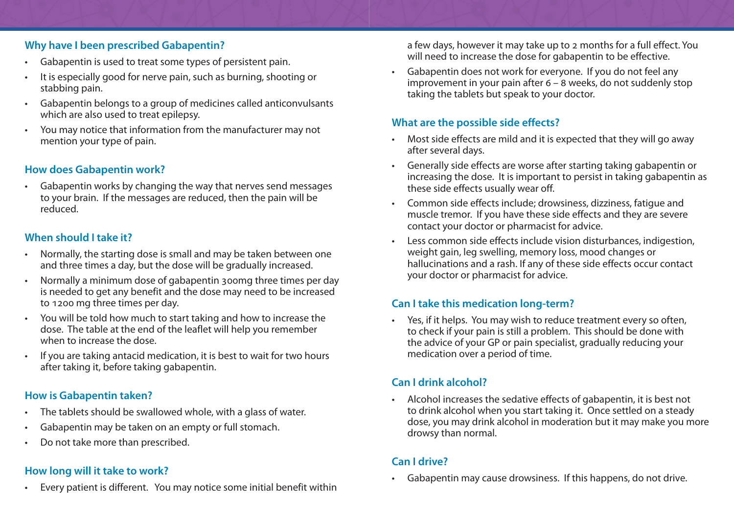## Why have I been prescribed Gabapentin?

- Gabapentin is used to treat some types of persistent pain.
- It is especially good for nerve pain, such as burning, shooting or stabbing pain.
- Gabapentin belongs to a group of medicines called anticonvulsants which are also used to treat epilepsy.
- You may notice that information from the manufacturer may not mention your type of pain.

## How does Gabapentin work?

- Gabapentin works by changing the way that nerves send messages to your brain. If the messages are reduced, then the pain will be reduced.

## When should I take it?

- Normally, the starting dose is small and may be taken between one and three times a day, but the dose will be gradually increased.
- Normally a minimum dose of gabapentin 300mg three times per day is needed to get any benefit and the dose may need to be increased to 1200 mg three times per day.
- You will be told how much to start taking and how to increase the dose. The table at the end of the leaflet will help you remember when to increase the dose.
- If you are taking antacid medication, it is best to wait for two hours after taking it, before taking gabapentin.

## How is Gabapentin taken?

- The tablets should be swallowed whole, with a glass of water.
- Gabapentin may be taken on an empty or full stomach.
- Do not take more than prescribed.

## How long will it take to work?

- Every patient is different. You may notice some initial benefit within a few days, however it may take up to 2 months for a full effect. You will need to increase the dose for gabapentin to be effective.
- Gabapentin does not work for everyone. If you do not feel any improvement in your pain after 6 – 8 weeks, do not suddenly stop taking the tablets but speak to your doctor.

## What are the possible side effects?

- Most side effects are mild and it is expected that they will go away after several days.
- Generally side effects are worse after starting taking gabapentin or increasing the dose. It is important to persist in taking gabapentin as these side effects usually wear off.
- Common side effects include; drowsiness, dizziness, fatigue and muscle tremor. If you have these side effects and they are severe contact your doctor or pharmacist for advice.
- Less common side effects include vision disturbances, indigestion, weight gain, leg swelling, memory loss, mood changes or hallucinations and a rash. If any of these side effects occur contact your doctor or pharmacist for advice.

## Can I take this medication long-term?

- Yes, if it helps. You may wish to reduce treatment every so often, to check if your pain is still a problem. This should be done with the advice of your GP or pain specialist, gradually reducing your medication over a period of time.

## Can I drink alcohol?

- Alcohol increases the sedative effects of gabapentin, it is best not to drink alcohol when you start taking it. Once settled on a steady dose, you may drink alcohol in moderation but it may make you more drowsy than normal.

## Can I drive?

- Gabapentin may cause drowsiness. If this happens, do not drive.